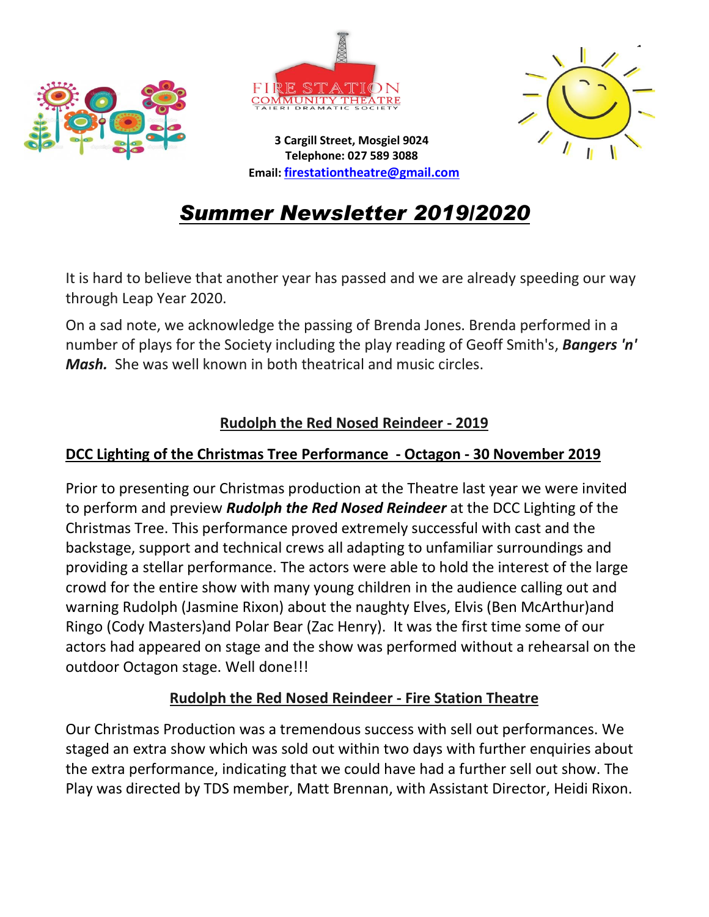FIRE STATION COMMUNITY THEATRE
TAIERI DRAMATIC SOCIETY

**3 Cargill Street, Mosgiel 9024**
**Telephone: 027 589 3088**
**Email: firestationtheatre@gmail.com**

# ***Summer Newsletter 2019/2020***

It is hard to believe that another year has passed and we are already speeding our way through Leap Year 2020.

On a sad note, we acknowledge the passing of Brenda Jones. Brenda performed in a number of plays for the Society including the play reading of Geoff Smith's, ***Bangers 'n' Mash.*** She was well known in both theatrical and music circles.

## Rudolph the Red Nosed Reindeer - 2019

### DCC Lighting of the Christmas Tree Performance - Octagon - 30 November 2019

Prior to presenting our Christmas production at the Theatre last year we were invited to perform and preview ***Rudolph the Red Nosed Reindeer*** at the DCC Lighting of the Christmas Tree. This performance proved extremely successful with cast and the backstage, support and technical crews all adapting to unfamiliar surroundings and providing a stellar performance. The actors were able to hold the interest of the large crowd for the entire show with many young children in the audience calling out and warning Rudolph (Jasmine Rixon) about the naughty Elves, Elvis (Ben McArthur)and Ringo (Cody Masters)and Polar Bear (Zac Henry). It was the first time some of our actors had appeared on stage and the show was performed without a rehearsal on the outdoor Octagon stage. Well done!!!

### Rudolph the Red Nosed Reindeer - Fire Station Theatre

Our Christmas Production was a tremendous success with sell out performances. We staged an extra show which was sold out within two days with further enquiries about the extra performance, indicating that we could have had a further sell out show. The Play was directed by TDS member, Matt Brennan, with Assistant Director, Heidi Rixon.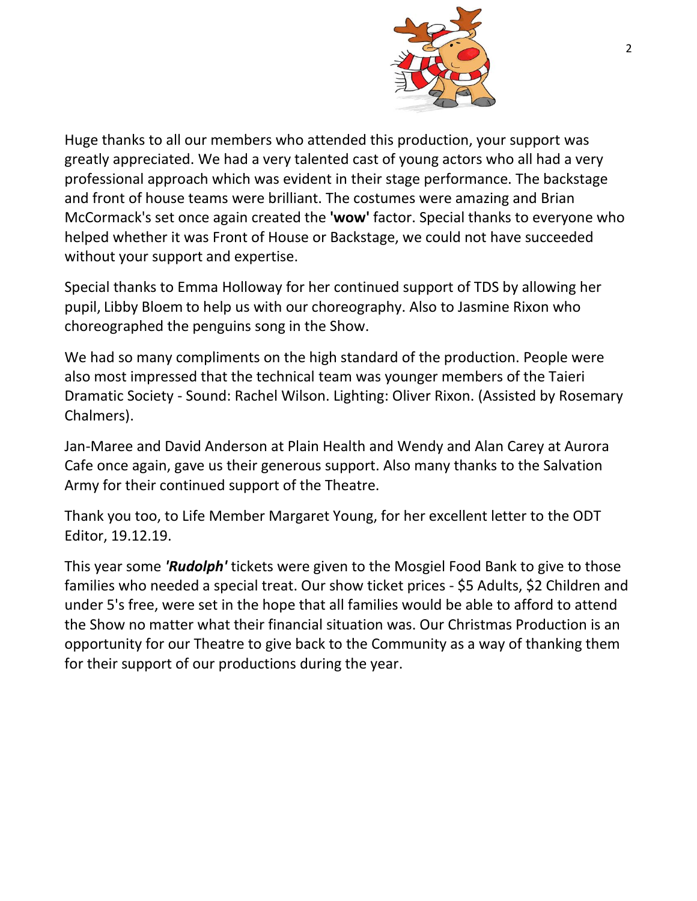Huge thanks to all our members who attended this production, your support was greatly appreciated. We had a very talented cast of young actors who all had a very professional approach which was evident in their stage performance. The backstage and front of house teams were brilliant. The costumes were amazing and Brian McCormack's set once again created the **'wow'** factor. Special thanks to everyone who helped whether it was Front of House or Backstage, we could not have succeeded without your support and expertise.

Special thanks to Emma Holloway for her continued support of TDS by allowing her pupil, Libby Bloem to help us with our choreography. Also to Jasmine Rixon who choreographed the penguins song in the Show.

We had so many compliments on the high standard of the production. People were also most impressed that the technical team was younger members of the Taieri Dramatic Society - Sound: Rachel Wilson. Lighting: Oliver Rixon. (Assisted by Rosemary Chalmers).

Jan-Maree and David Anderson at Plain Health and Wendy and Alan Carey at Aurora Cafe once again, gave us their generous support. Also many thanks to the Salvation Army for their continued support of the Theatre.

Thank you too, to Life Member Margaret Young, for her excellent letter to the ODT Editor, 19.12.19.

This year some ***'Rudolph'*** tickets were given to the Mosgiel Food Bank to give to those families who needed a special treat. Our show ticket prices - $5 Adults, $2 Children and under 5's free, were set in the hope that all families would be able to afford to attend the Show no matter what their financial situation was. Our Christmas Production is an opportunity for our Theatre to give back to the Community as a way of thanking them for their support of our productions during the year.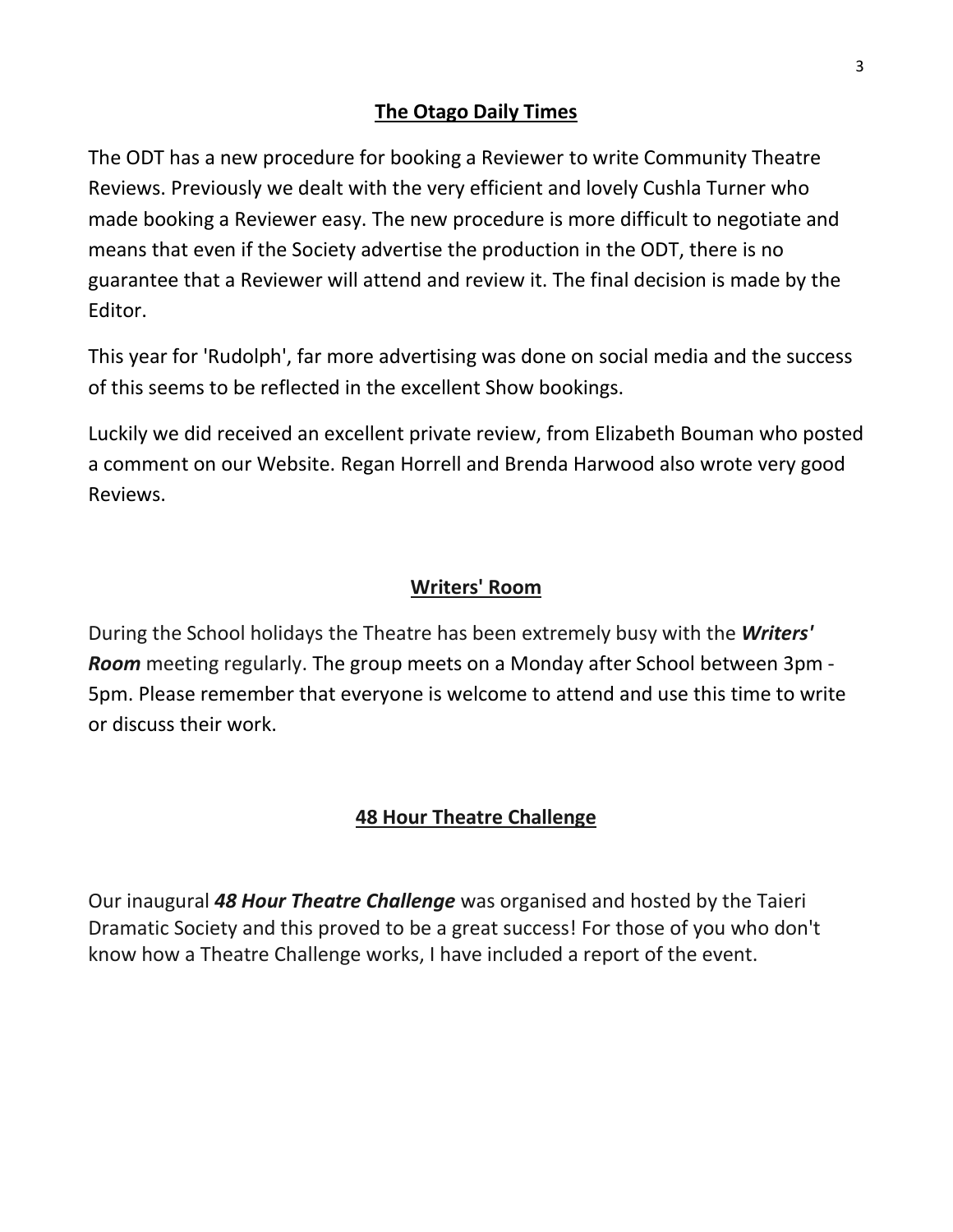## The Otago Daily Times

The ODT has a new procedure for booking a Reviewer to write Community Theatre Reviews. Previously we dealt with the very efficient and lovely Cushla Turner who made booking a Reviewer easy. The new procedure is more difficult to negotiate and means that even if the Society advertise the production in the ODT, there is no guarantee that a Reviewer will attend and review it. The final decision is made by the Editor.

This year for 'Rudolph', far more advertising was done on social media and the success of this seems to be reflected in the excellent Show bookings.

Luckily we did received an excellent private review, from Elizabeth Bouman who posted a comment on our Website. Regan Horrell and Brenda Harwood also wrote very good Reviews.

## Writers' Room

During the School holidays the Theatre has been extremely busy with the ***Writers' Room*** meeting regularly. The group meets on a Monday after School between 3pm - 5pm. Please remember that everyone is welcome to attend and use this time to write or discuss their work.

## 48 Hour Theatre Challenge

Our inaugural ***48 Hour Theatre Challenge*** was organised and hosted by the Taieri Dramatic Society and this proved to be a great success! For those of you who don't know how a Theatre Challenge works, I have included a report of the event.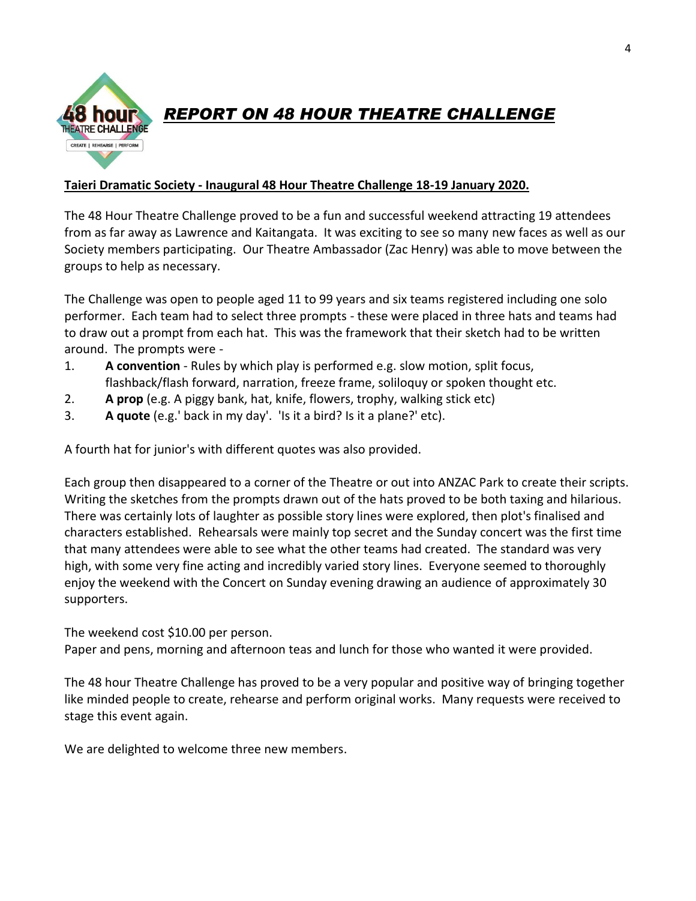# *REPORT ON 48 HOUR THEATRE CHALLENGE*

**Taieri Dramatic Society - Inaugural 48 Hour Theatre Challenge 18-19 January 2020.**

The 48 Hour Theatre Challenge proved to be a fun and successful weekend attracting 19 attendees from as far away as Lawrence and Kaitangata. It was exciting to see so many new faces as well as our Society members participating. Our Theatre Ambassador (Zac Henry) was able to move between the groups to help as necessary.

The Challenge was open to people aged 11 to 99 years and six teams registered including one solo performer. Each team had to select three prompts - these were placed in three hats and teams had to draw out a prompt from each hat. This was the framework that their sketch had to be written around. The prompts were -

1. **A convention** - Rules by which play is performed e.g. slow motion, split focus, flashback/flash forward, narration, freeze frame, soliloquy or spoken thought etc.
2. **A prop** (e.g. A piggy bank, hat, knife, flowers, trophy, walking stick etc)
3. **A quote** (e.g.' back in my day'. 'Is it a bird? Is it a plane?' etc).

A fourth hat for junior's with different quotes was also provided.

Each group then disappeared to a corner of the Theatre or out into ANZAC Park to create their scripts. Writing the sketches from the prompts drawn out of the hats proved to be both taxing and hilarious. There was certainly lots of laughter as possible story lines were explored, then plot's finalised and characters established. Rehearsals were mainly top secret and the Sunday concert was the first time that many attendees were able to see what the other teams had created. The standard was very high, with some very fine acting and incredibly varied story lines. Everyone seemed to thoroughly enjoy the weekend with the Concert on Sunday evening drawing an audience of approximately 30 supporters.

The weekend cost $10.00 per person.
Paper and pens, morning and afternoon teas and lunch for those who wanted it were provided.

The 48 hour Theatre Challenge has proved to be a very popular and positive way of bringing together like minded people to create, rehearse and perform original works. Many requests were received to stage this event again.

We are delighted to welcome three new members.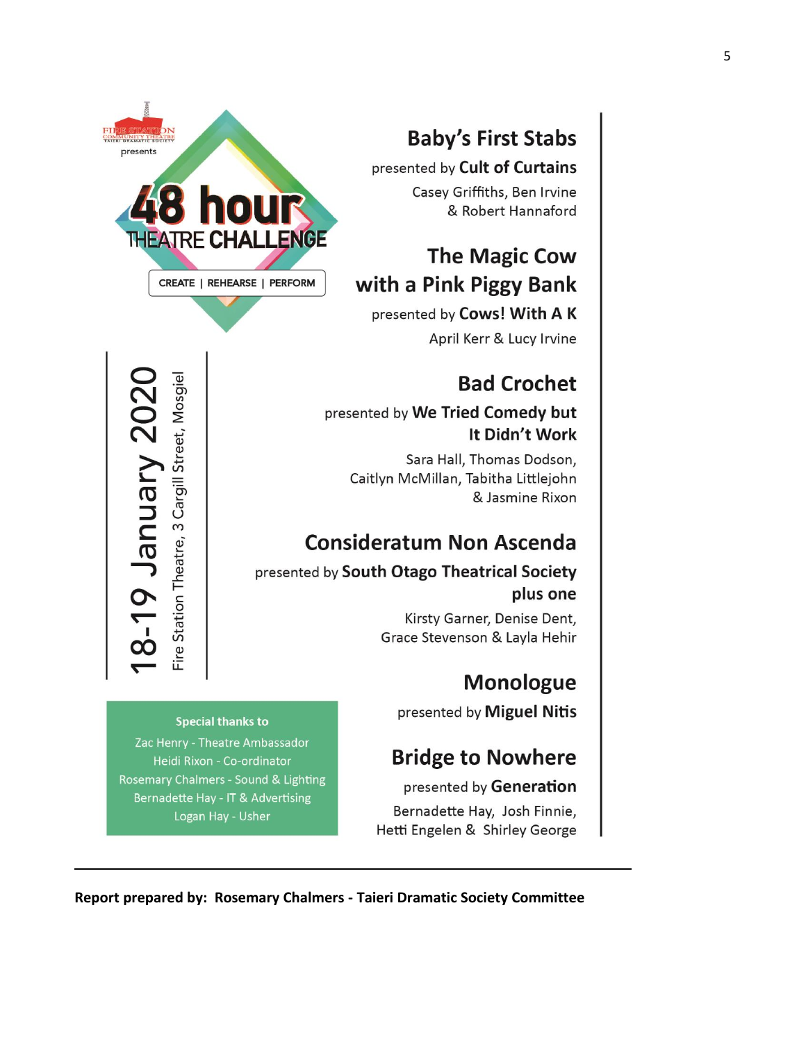Fire Station Community Theatre – Taieri Dramatic Society presents

# 48 hour THEATRE CHALLENGE

CREATE | REHEARSE | PERFORM

**18-19 January 2020**

Fire Station Theatre, 3 Cargill Street, Mosgiel

## Baby's First Stabs

presented by **Cult of Curtains**

Casey Griffiths, Ben Irvine & Robert Hannaford

## The Magic Cow with a Pink Piggy Bank

presented by **Cows! With A K**

April Kerr & Lucy Irvine

## Bad Crochet

presented by **We Tried Comedy but It Didn't Work**

Sara Hall, Thomas Dodson, Caitlyn McMillan, Tabitha Littlejohn & Jasmine Rixon

## Consideratum Non Ascenda

presented by **South Otago Theatrical Society plus one**

Kirsty Garner, Denise Dent, Grace Stevenson & Layla Hehir

## Monologue

presented by **Miguel Nitis**

## Bridge to Nowhere

presented by **Generation**

Bernadette Hay, Josh Finnie, Hetti Engelen & Shirley George

**Special thanks to**

Zac Henry - Theatre Ambassador
Heidi Rixon - Co-ordinator
Rosemary Chalmers - Sound & Lighting
Bernadette Hay - IT & Advertising
Logan Hay - Usher

---

**Report prepared by: Rosemary Chalmers - Taieri Dramatic Society Committee**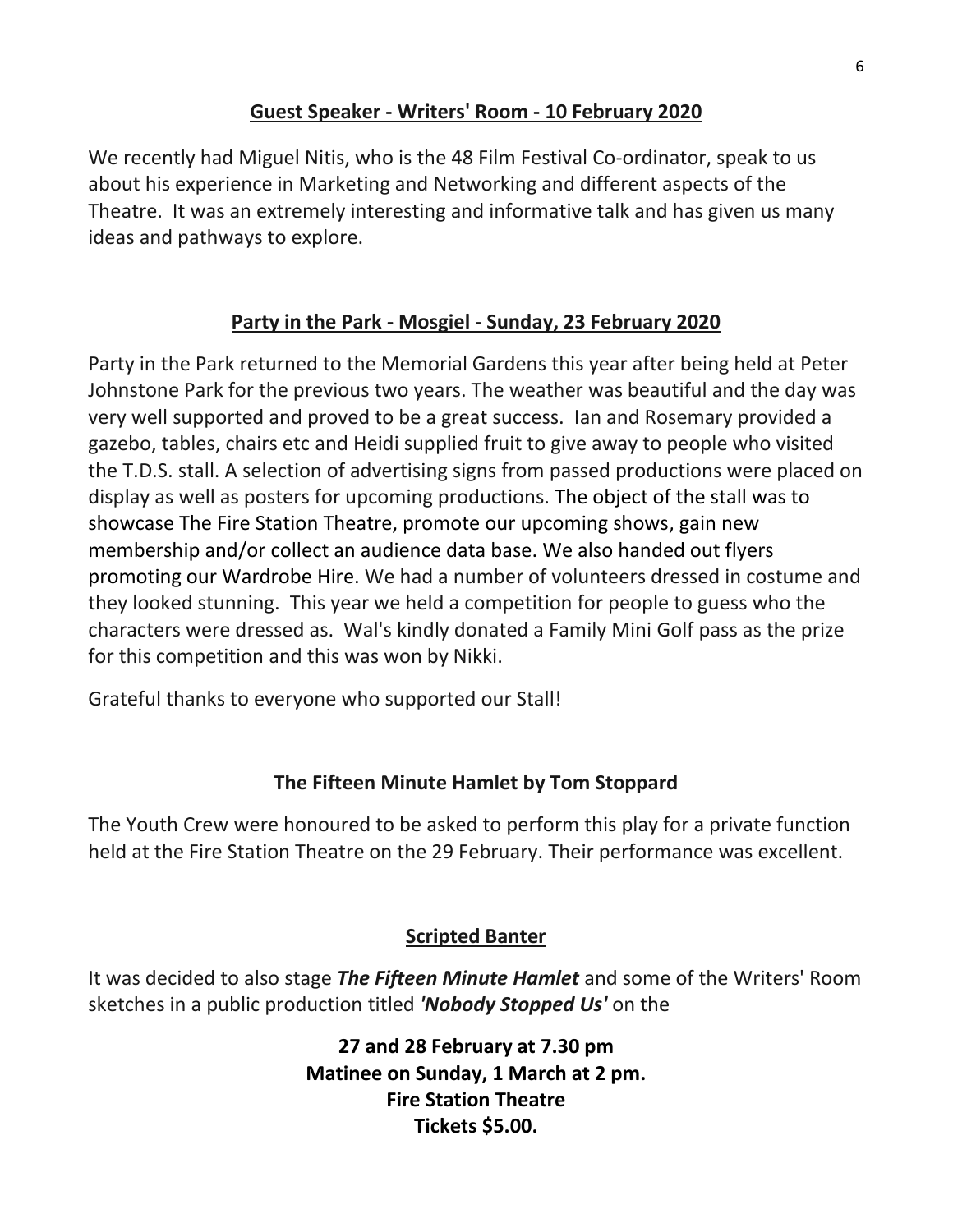## Guest Speaker - Writers' Room - 10 February 2020

We recently had Miguel Nitis, who is the 48 Film Festival Co-ordinator, speak to us about his experience in Marketing and Networking and different aspects of the Theatre. It was an extremely interesting and informative talk and has given us many ideas and pathways to explore.

## Party in the Park - Mosgiel - Sunday, 23 February 2020

Party in the Park returned to the Memorial Gardens this year after being held at Peter Johnstone Park for the previous two years. The weather was beautiful and the day was very well supported and proved to be a great success. Ian and Rosemary provided a gazebo, tables, chairs etc and Heidi supplied fruit to give away to people who visited the T.D.S. stall. A selection of advertising signs from passed productions were placed on display as well as posters for upcoming productions. The object of the stall was to showcase The Fire Station Theatre, promote our upcoming shows, gain new membership and/or collect an audience data base. We also handed out flyers promoting our Wardrobe Hire. We had a number of volunteers dressed in costume and they looked stunning. This year we held a competition for people to guess who the characters were dressed as. Wal's kindly donated a Family Mini Golf pass as the prize for this competition and this was won by Nikki.

Grateful thanks to everyone who supported our Stall!

## The Fifteen Minute Hamlet by Tom Stoppard

The Youth Crew were honoured to be asked to perform this play for a private function held at the Fire Station Theatre on the 29 February. Their performance was excellent.

## Scripted Banter

It was decided to also stage ***The Fifteen Minute Hamlet*** and some of the Writers' Room sketches in a public production titled ***'Nobody Stopped Us'*** on the

**27 and 28 February at 7.30 pm**
**Matinee on Sunday, 1 March at 2 pm.**
**Fire Station Theatre**
**Tickets $5.00.**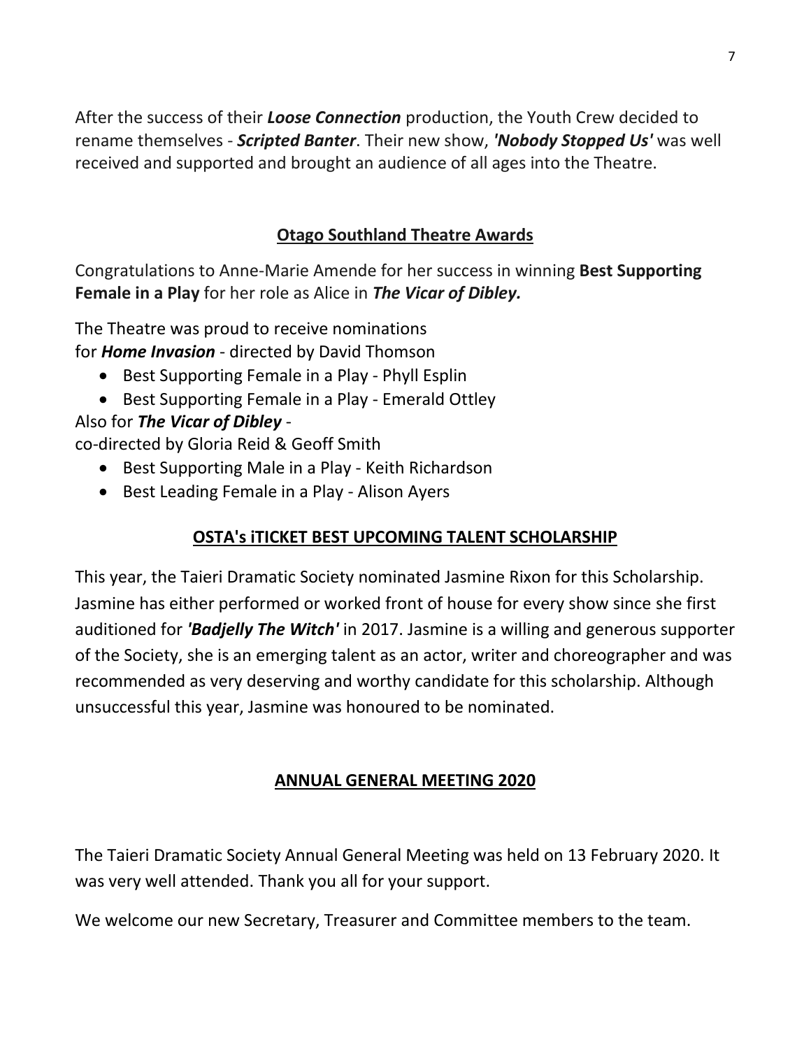After the success of their ***Loose Connection*** production, the Youth Crew decided to rename themselves - ***Scripted Banter***. Their new show, ***'Nobody Stopped Us'*** was well received and supported and brought an audience of all ages into the Theatre.

## Otago Southland Theatre Awards

Congratulations to Anne-Marie Amende for her success in winning **Best Supporting Female in a Play** for her role as Alice in ***The Vicar of Dibley.***

The Theatre was proud to receive nominations
for ***Home Invasion*** - directed by David Thomson

- Best Supporting Female in a Play - Phyll Esplin
- Best Supporting Female in a Play - Emerald Ottley

Also for ***The Vicar of Dibley*** -
co-directed by Gloria Reid & Geoff Smith

- Best Supporting Male in a Play - Keith Richardson
- Best Leading Female in a Play - Alison Ayers

## OSTA's iTICKET BEST UPCOMING TALENT SCHOLARSHIP

This year, the Taieri Dramatic Society nominated Jasmine Rixon for this Scholarship. Jasmine has either performed or worked front of house for every show since she first auditioned for ***'Badjelly The Witch'*** in 2017. Jasmine is a willing and generous supporter of the Society, she is an emerging talent as an actor, writer and choreographer and was recommended as very deserving and worthy candidate for this scholarship. Although unsuccessful this year, Jasmine was honoured to be nominated.

## ANNUAL GENERAL MEETING 2020

The Taieri Dramatic Society Annual General Meeting was held on 13 February 2020. It was very well attended. Thank you all for your support.

We welcome our new Secretary, Treasurer and Committee members to the team.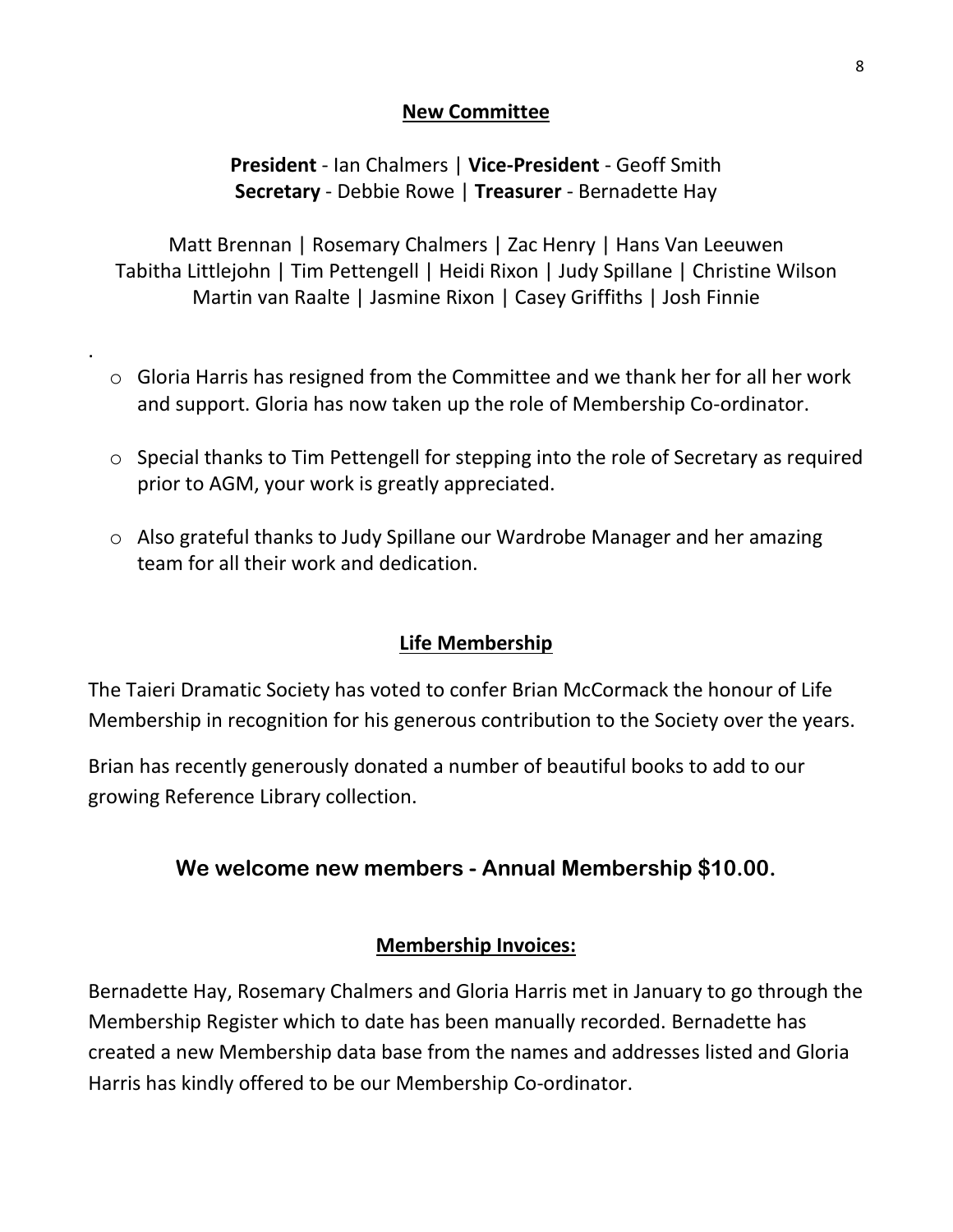## New Committee

**President** - Ian Chalmers | **Vice-President** - Geoff Smith
**Secretary** - Debbie Rowe | **Treasurer** - Bernadette Hay

Matt Brennan | Rosemary Chalmers | Zac Henry | Hans Van Leeuwen
Tabitha Littlejohn | Tim Pettengell | Heidi Rixon | Judy Spillane | Christine Wilson
Martin van Raalte | Jasmine Rixon | Casey Griffiths | Josh Finnie

.

- Gloria Harris has resigned from the Committee and we thank her for all her work and support. Gloria has now taken up the role of Membership Co-ordinator.
- Special thanks to Tim Pettengell for stepping into the role of Secretary as required prior to AGM, your work is greatly appreciated.
- Also grateful thanks to Judy Spillane our Wardrobe Manager and her amazing team for all their work and dedication.

## Life Membership

The Taieri Dramatic Society has voted to confer Brian McCormack the honour of Life Membership in recognition for his generous contribution to the Society over the years.

Brian has recently generously donated a number of beautiful books to add to our growing Reference Library collection.

**We welcome new members - Annual Membership $10.00.**

## Membership Invoices:

Bernadette Hay, Rosemary Chalmers and Gloria Harris met in January to go through the Membership Register which to date has been manually recorded. Bernadette has created a new Membership data base from the names and addresses listed and Gloria Harris has kindly offered to be our Membership Co-ordinator.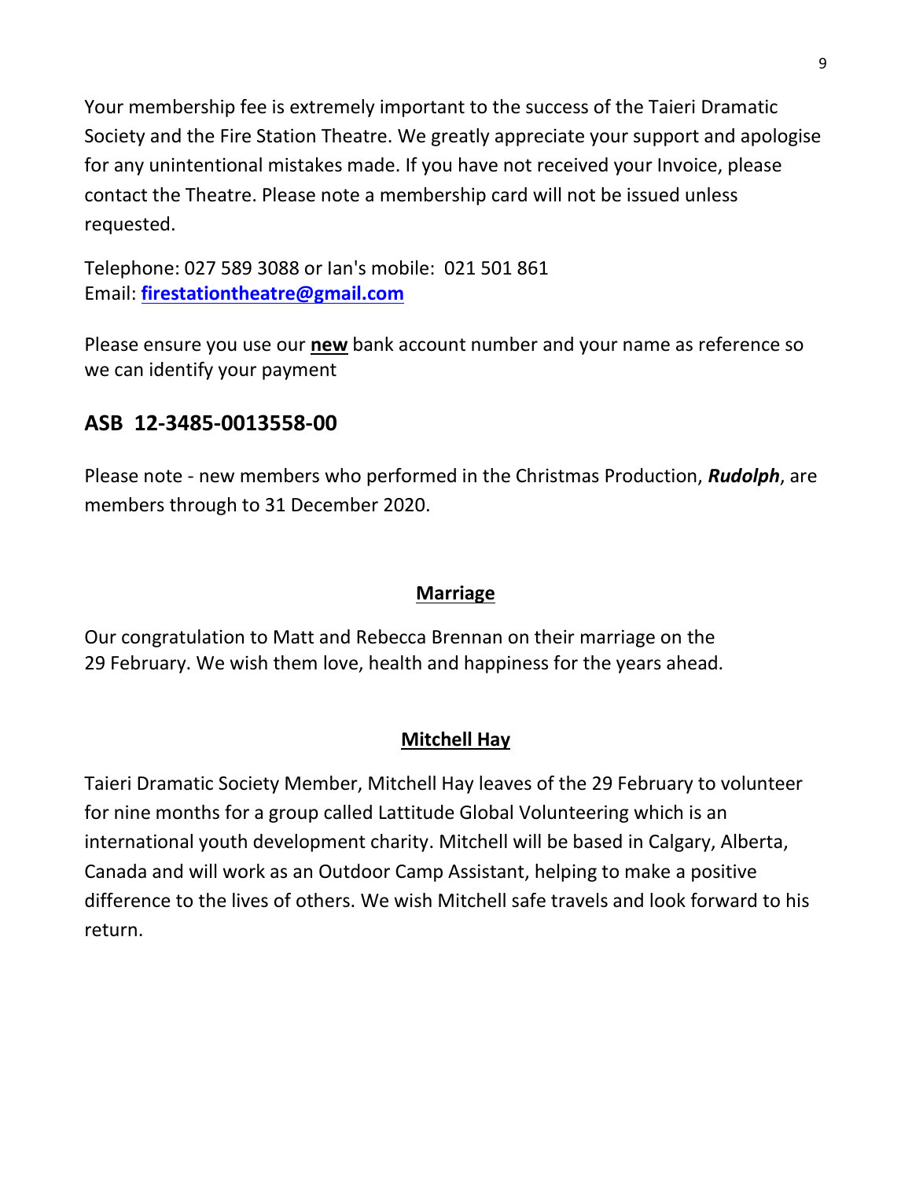Your membership fee is extremely important to the success of the Taieri Dramatic Society and the Fire Station Theatre. We greatly appreciate your support and apologise for any unintentional mistakes made. If you have not received your Invoice, please contact the Theatre. Please note a membership card will not be issued unless requested.

Telephone: 027 589 3088 or Ian's mobile:  021 501 861
Email: **firestationtheatre@gmail.com**

Please ensure you use our **new** bank account number and your name as reference so we can identify your payment

## ASB  12-3485-0013558-00

Please note - new members who performed in the Christmas Production, ***Rudolph***, are members through to 31 December 2020.

### Marriage

Our congratulation to Matt and Rebecca Brennan on their marriage on the 29 February. We wish them love, health and happiness for the years ahead.

### Mitchell Hay

Taieri Dramatic Society Member, Mitchell Hay leaves of the 29 February to volunteer for nine months for a group called Lattitude Global Volunteering which is an international youth development charity. Mitchell will be based in Calgary, Alberta, Canada and will work as an Outdoor Camp Assistant, helping to make a positive difference to the lives of others. We wish Mitchell safe travels and look forward to his return.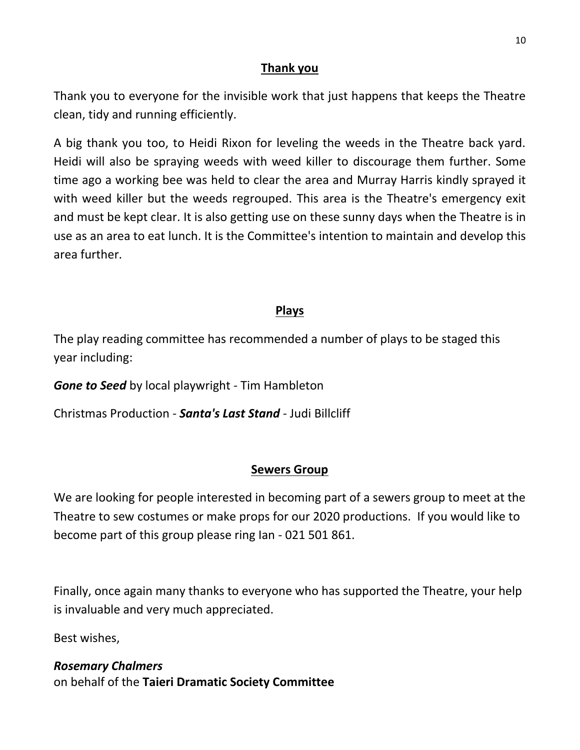## Thank you

Thank you to everyone for the invisible work that just happens that keeps the Theatre clean, tidy and running efficiently.

A big thank you too, to Heidi Rixon for leveling the weeds in the Theatre back yard. Heidi will also be spraying weeds with weed killer to discourage them further. Some time ago a working bee was held to clear the area and Murray Harris kindly sprayed it with weed killer but the weeds regrouped. This area is the Theatre's emergency exit and must be kept clear. It is also getting use on these sunny days when the Theatre is in use as an area to eat lunch. It is the Committee's intention to maintain and develop this area further.

## Plays

The play reading committee has recommended a number of plays to be staged this year including:

***Gone to Seed*** by local playwright - Tim Hambleton

Christmas Production - ***Santa's Last Stand*** - Judi Billcliff

## Sewers Group

We are looking for people interested in becoming part of a sewers group to meet at the Theatre to sew costumes or make props for our 2020 productions. If you would like to become part of this group please ring Ian - 021 501 861.

Finally, once again many thanks to everyone who has supported the Theatre, your help is invaluable and very much appreciated.

Best wishes,

***Rosemary Chalmers***
on behalf of the **Taieri Dramatic Society Committee**